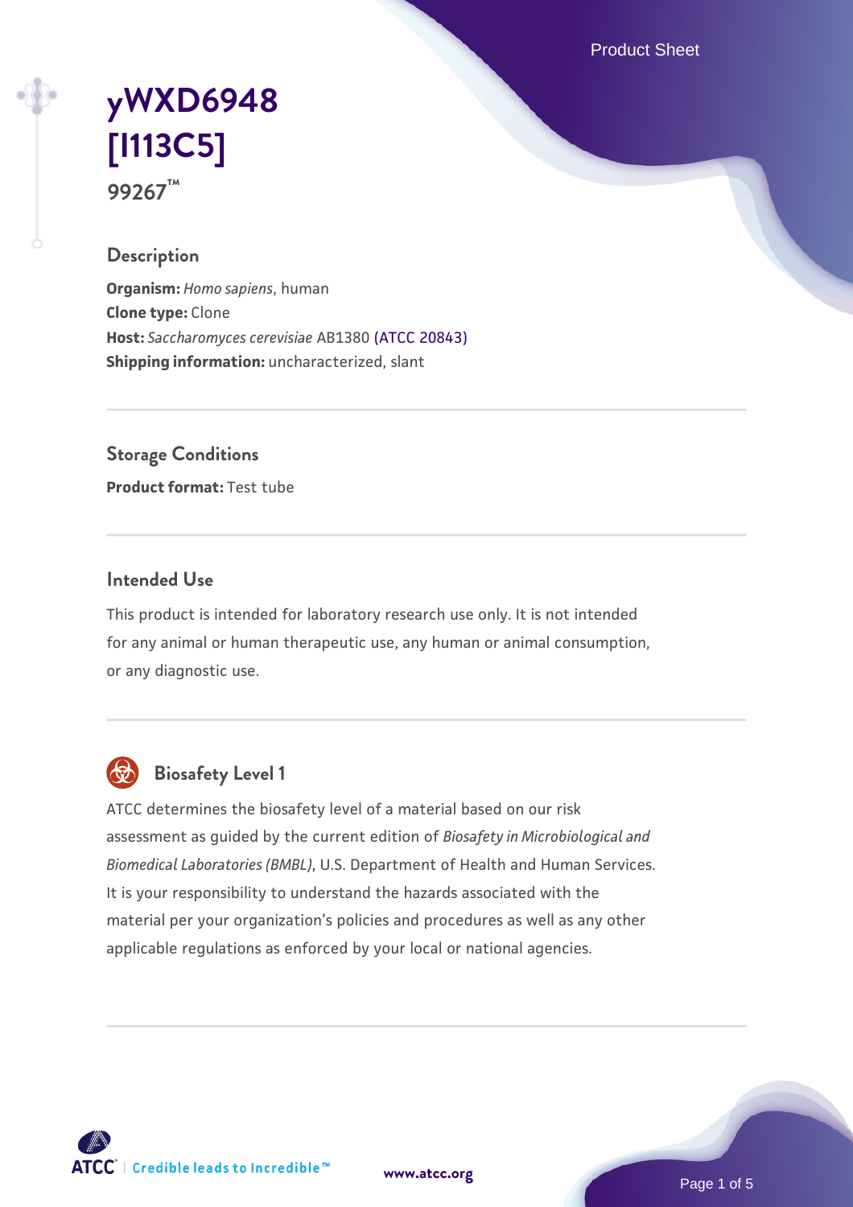# yWXD6948 [I113C5]

**99267™**

## Description

**Organism:** *Homo sapiens*, human
**Clone type:** Clone
**Host:** *Saccharomyces cerevisiae* AB1380 (ATCC 20843)
**Shipping information:** uncharacterized, slant

## Storage Conditions

**Product format:** Test tube

## Intended Use

This product is intended for laboratory research use only. It is not intended for any animal or human therapeutic use, any human or animal consumption, or any diagnostic use.

## Biosafety Level 1

ATCC determines the biosafety level of a material based on our risk assessment as guided by the current edition of *Biosafety in Microbiological and Biomedical Laboratories (BMBL)*, U.S. Department of Health and Human Services. It is your responsibility to understand the hazards associated with the material per your organization's policies and procedures as well as any other applicable regulations as enforced by your local or national agencies.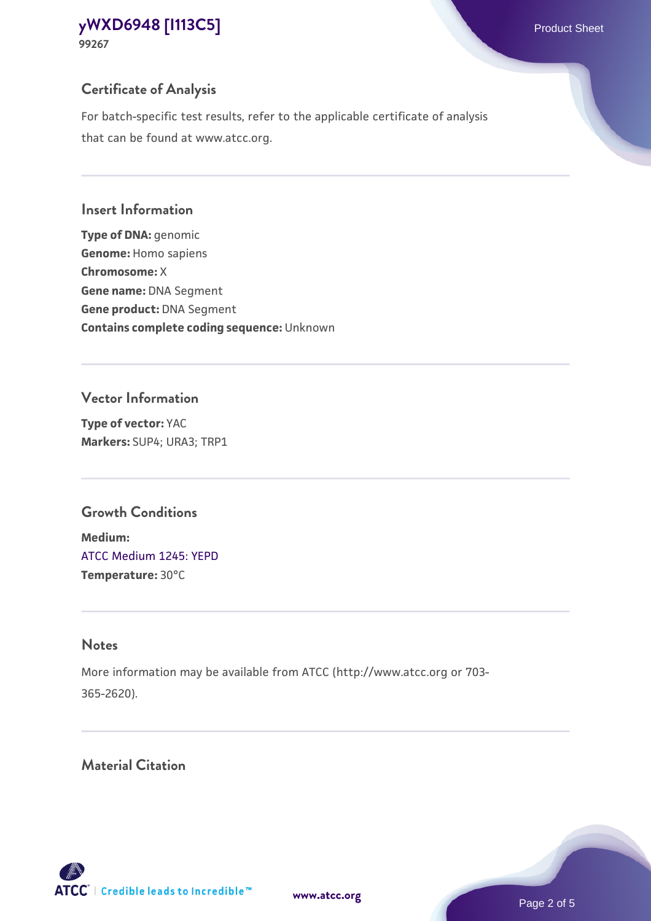## Certificate of Analysis

For batch-specific test results, refer to the applicable certificate of analysis that can be found at www.atcc.org.

## Insert Information

**Type of DNA:** genomic
**Genome:** Homo sapiens
**Chromosome:** X
**Gene name:** DNA Segment
**Gene product:** DNA Segment
**Contains complete coding sequence:** Unknown

## Vector Information

**Type of vector:** YAC
**Markers:** SUP4; URA3; TRP1

## Growth Conditions

**Medium:**
ATCC Medium 1245: YEPD
**Temperature:** 30°C

## Notes

More information may be available from ATCC (http://www.atcc.org or 703-365-2620).

## Material Citation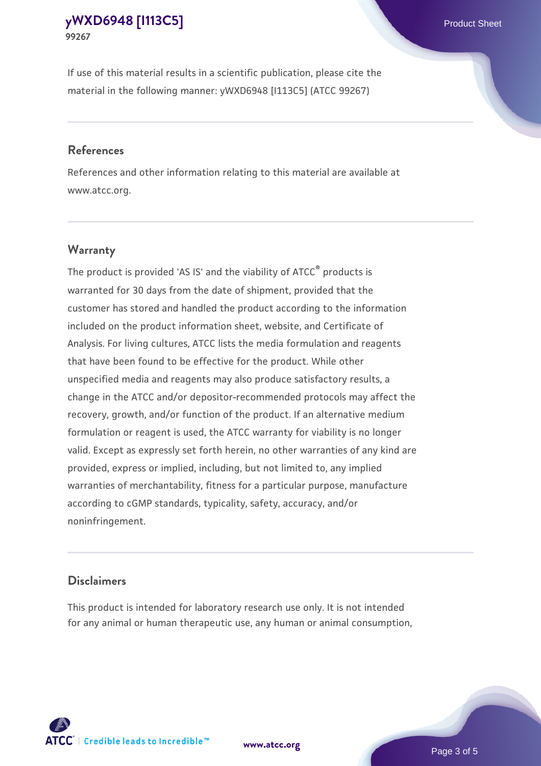If use of this material results in a scientific publication, please cite the material in the following manner: yWXD6948 [I113C5] (ATCC 99267)

## References

References and other information relating to this material are available at www.atcc.org.

## Warranty

The product is provided 'AS IS' and the viability of ATCC® products is warranted for 30 days from the date of shipment, provided that the customer has stored and handled the product according to the information included on the product information sheet, website, and Certificate of Analysis. For living cultures, ATCC lists the media formulation and reagents that have been found to be effective for the product. While other unspecified media and reagents may also produce satisfactory results, a change in the ATCC and/or depositor-recommended protocols may affect the recovery, growth, and/or function of the product. If an alternative medium formulation or reagent is used, the ATCC warranty for viability is no longer valid. Except as expressly set forth herein, no other warranties of any kind are provided, express or implied, including, but not limited to, any implied warranties of merchantability, fitness for a particular purpose, manufacture according to cGMP standards, typicality, safety, accuracy, and/or noninfringement.

## Disclaimers

This product is intended for laboratory research use only. It is not intended for any animal or human therapeutic use, any human or animal consumption,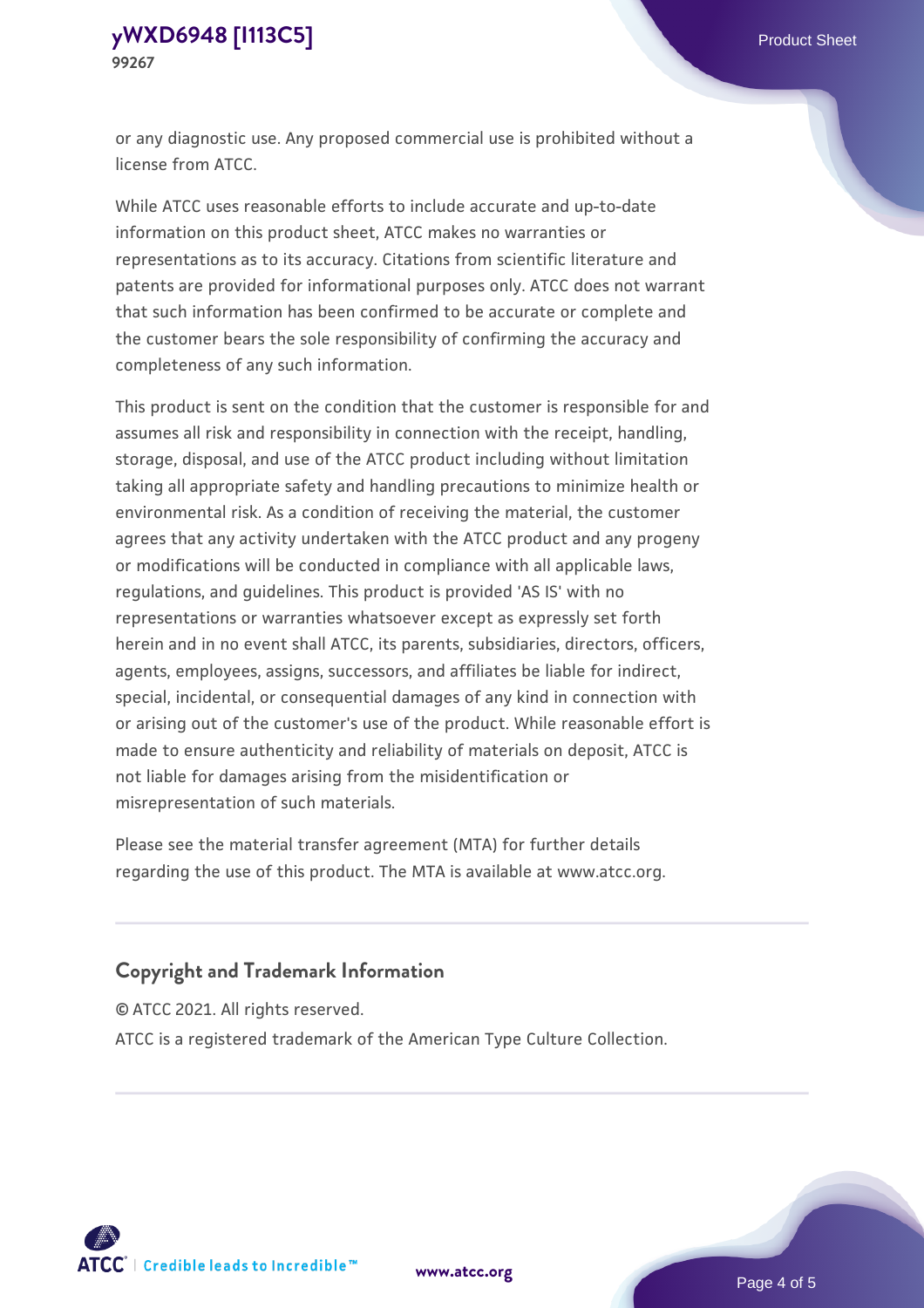or any diagnostic use. Any proposed commercial use is prohibited without a license from ATCC.

While ATCC uses reasonable efforts to include accurate and up-to-date information on this product sheet, ATCC makes no warranties or representations as to its accuracy. Citations from scientific literature and patents are provided for informational purposes only. ATCC does not warrant that such information has been confirmed to be accurate or complete and the customer bears the sole responsibility of confirming the accuracy and completeness of any such information.

This product is sent on the condition that the customer is responsible for and assumes all risk and responsibility in connection with the receipt, handling, storage, disposal, and use of the ATCC product including without limitation taking all appropriate safety and handling precautions to minimize health or environmental risk. As a condition of receiving the material, the customer agrees that any activity undertaken with the ATCC product and any progeny or modifications will be conducted in compliance with all applicable laws, regulations, and guidelines. This product is provided 'AS IS' with no representations or warranties whatsoever except as expressly set forth herein and in no event shall ATCC, its parents, subsidiaries, directors, officers, agents, employees, assigns, successors, and affiliates be liable for indirect, special, incidental, or consequential damages of any kind in connection with or arising out of the customer's use of the product. While reasonable effort is made to ensure authenticity and reliability of materials on deposit, ATCC is not liable for damages arising from the misidentification or misrepresentation of such materials.

Please see the material transfer agreement (MTA) for further details regarding the use of this product. The MTA is available at www.atcc.org.

## Copyright and Trademark Information

© ATCC 2021. All rights reserved.

ATCC is a registered trademark of the American Type Culture Collection.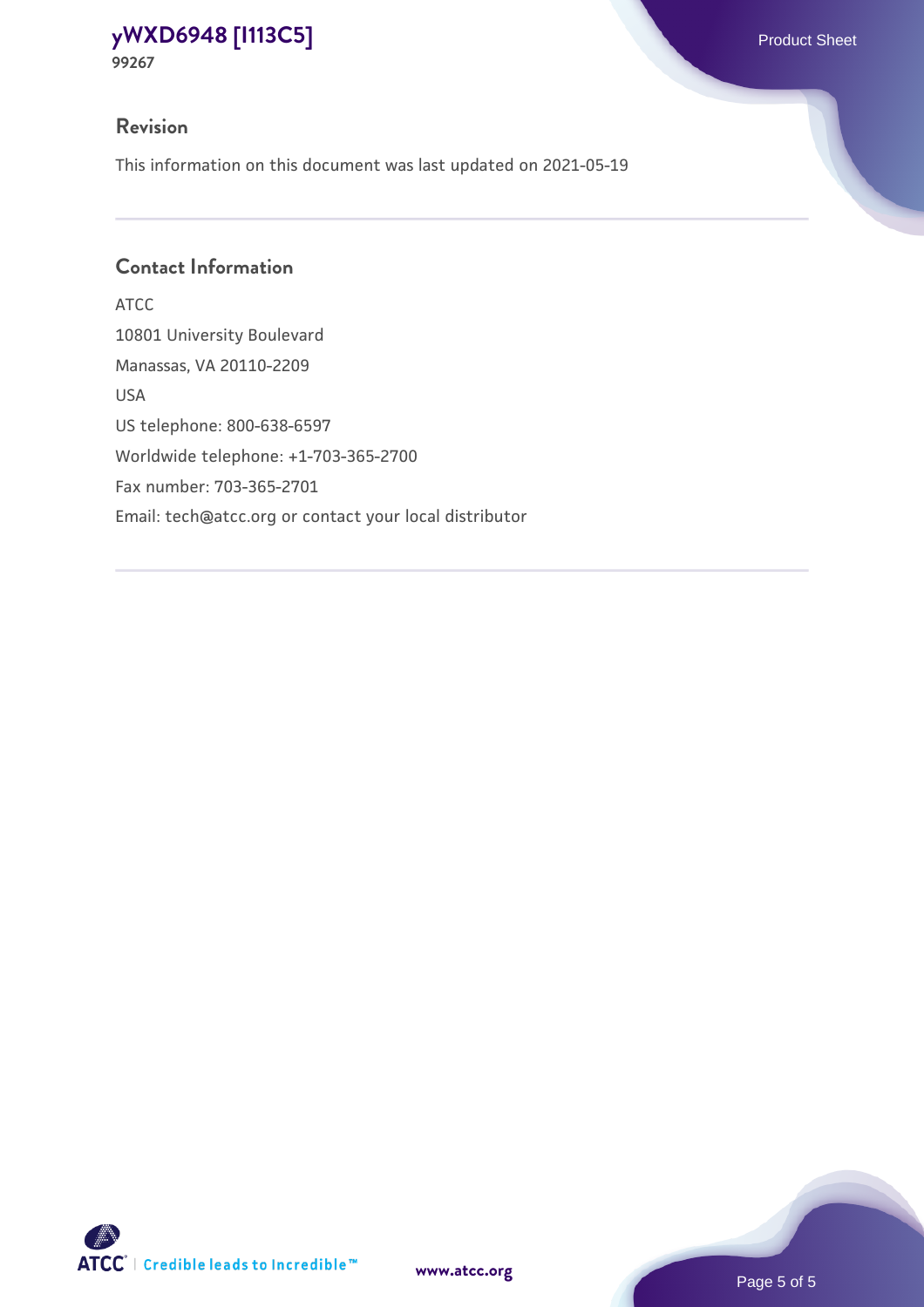## Revision

This information on this document was last updated on 2021-05-19

## Contact Information

ATCC
10801 University Boulevard
Manassas, VA 20110-2209
USA
US telephone: 800-638-6597
Worldwide telephone: +1-703-365-2700
Fax number: 703-365-2701
Email: tech@atcc.org or contact your local distributor